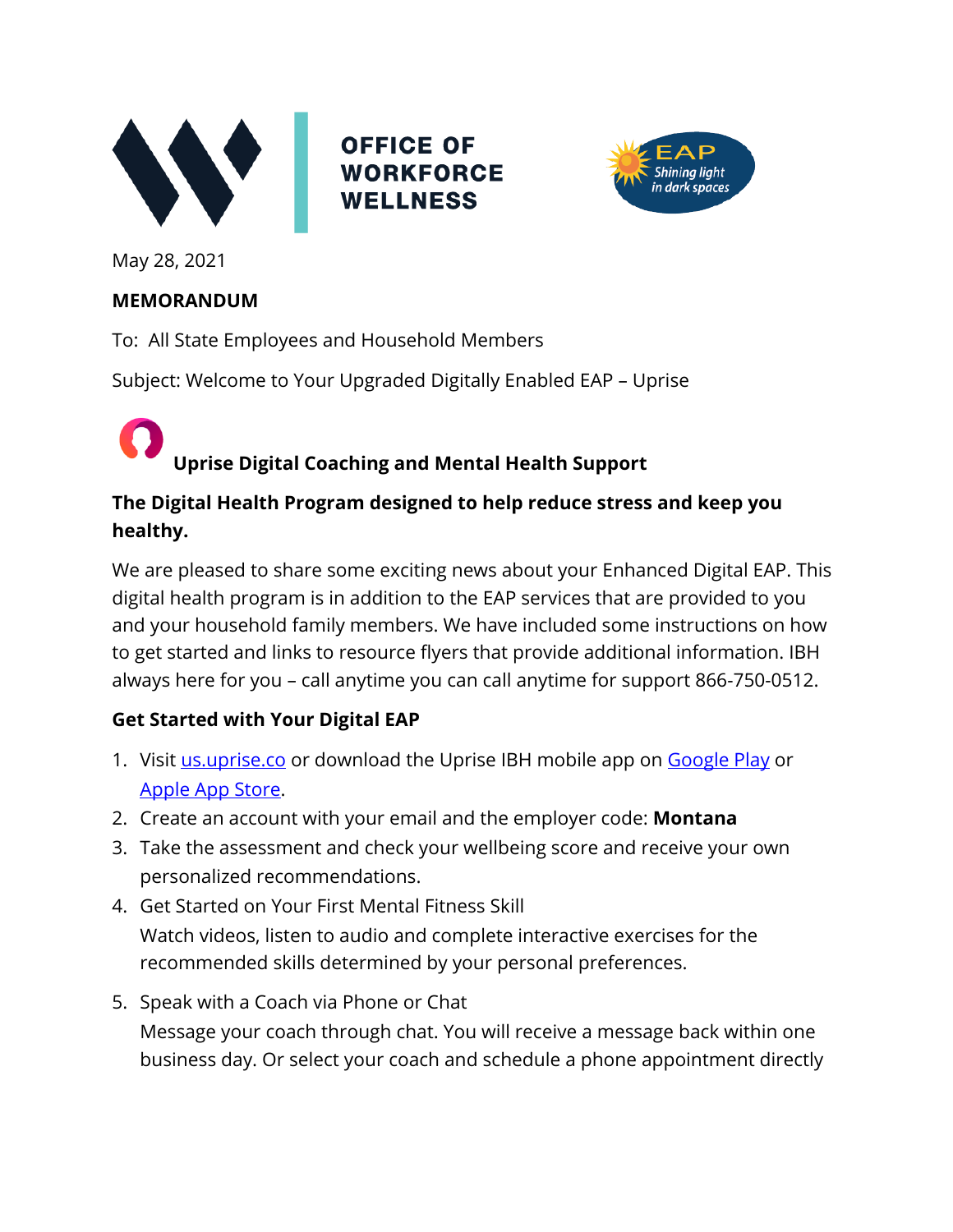**OFFICE OF WORKFORCE WELLNESS**

EAP *Shining light in dark spaces*

May 28, 2021

**MEMORANDUM**

To: All State Employees and Household Members

Subject: Welcome to Your Upgraded Digitally Enabled EAP – Uprise

### Uprise Digital Coaching and Mental Health Support

**The Digital Health Program designed to help reduce stress and keep you healthy.**

We are pleased to share some exciting news about your Enhanced Digital EAP. This digital health program is in addition to the EAP services that are provided to you and your household family members. We have included some instructions on how to get started and links to resource flyers that provide additional information. IBH always here for you – call anytime you can call anytime for support 866-750-0512.

**Get Started with Your Digital EAP**

1. Visit us.uprise.co or download the Uprise IBH mobile app on Google Play or Apple App Store.
2. Create an account with your email and the employer code: **Montana**
3. Take the assessment and check your wellbeing score and receive your own personalized recommendations.
4. Get Started on Your First Mental Fitness Skill
   Watch videos, listen to audio and complete interactive exercises for the recommended skills determined by your personal preferences.
5. Speak with a Coach via Phone or Chat
   Message your coach through chat. You will receive a message back within one business day. Or select your coach and schedule a phone appointment directly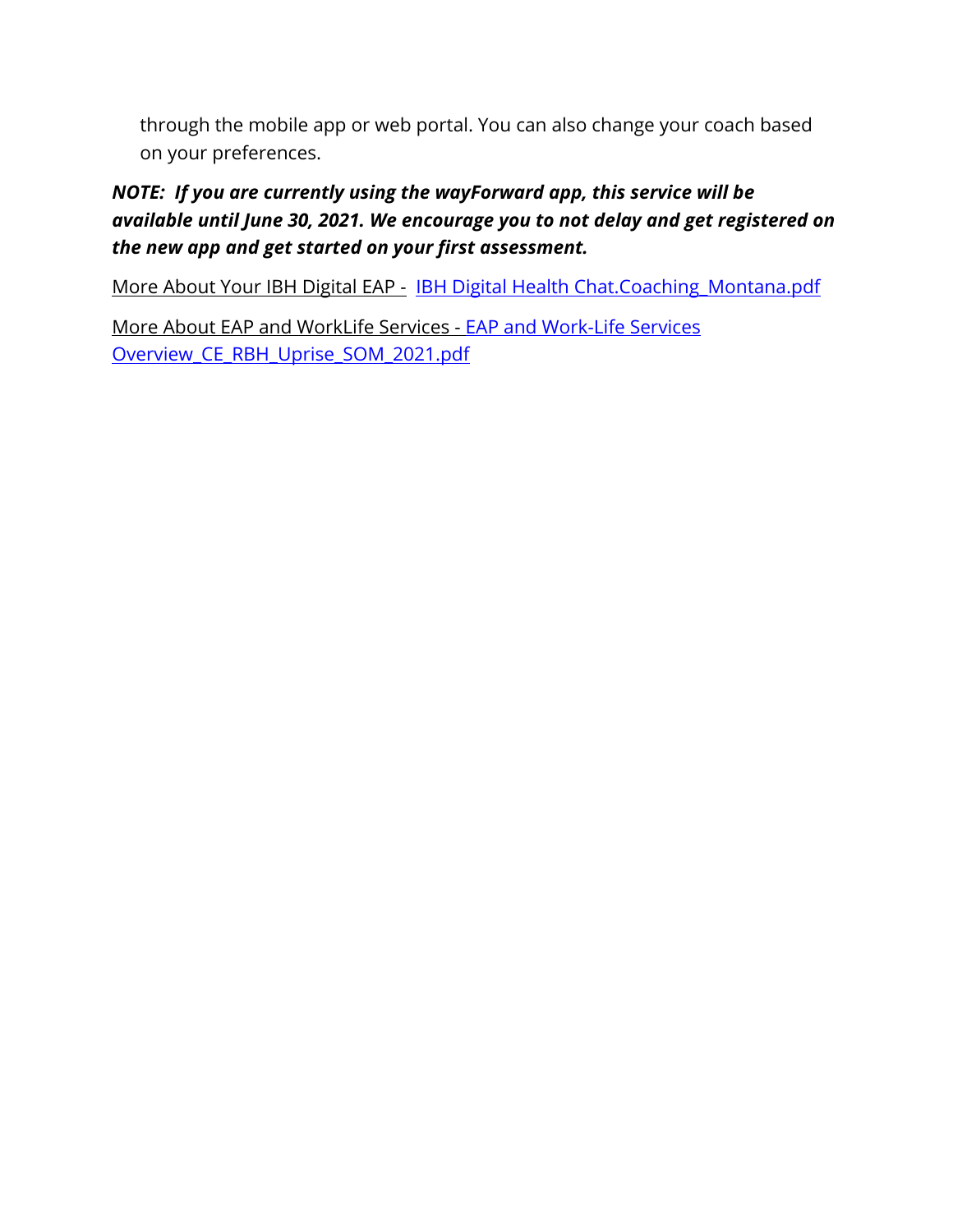through the mobile app or web portal. You can also change your coach based on your preferences.

***NOTE: If you are currently using the wayForward app, this service will be available until June 30, 2021. We encourage you to not delay and get registered on the new app and get started on your first assessment.***

More About Your IBH Digital EAP - IBH Digital Health Chat.Coaching_Montana.pdf

More About EAP and WorkLife Services - EAP and Work-Life Services Overview_CE_RBH_Uprise_SOM_2021.pdf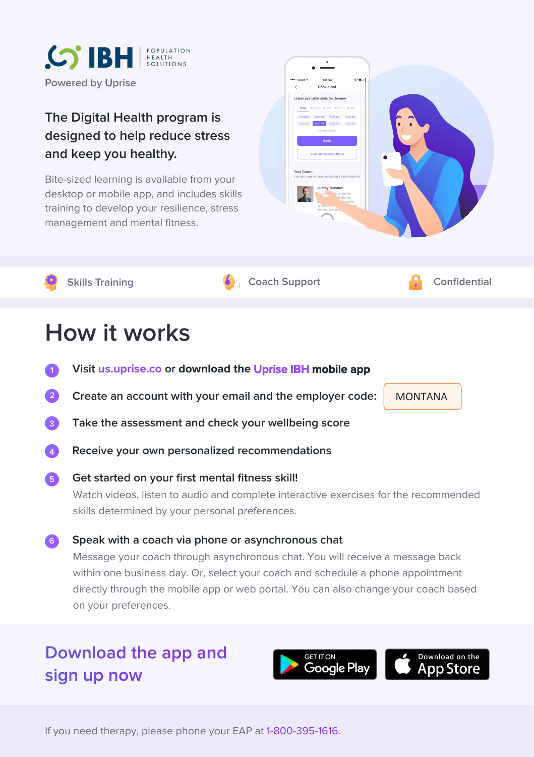IBH POPULATION HEALTH SOLUTIONS

Powered by Uprise

## The Digital Health program is designed to help reduce stress and keep you healthy.

Bite-sized learning is available from your desktop or mobile app, and includes skills training to develop your resilience, stress management and mental fitness.

Skills Training | Coach Support | Confidential

# How it works

1. Visit us.uprise.co or download the Uprise IBH mobile app
2. Create an account with your email and the employer code: MONTANA
3. Take the assessment and check your wellbeing score
4. Receive your own personalized recommendations
5. **Get started on your first mental fitness skill!**
   Watch videos, listen to audio and complete interactive exercises for the recommended skills determined by your personal preferences.
6. **Speak with a coach via phone or asynchronous chat**
   Message your coach through asynchronous chat. You will receive a message back within one business day. Or, select your coach and schedule a phone appointment directly through the mobile app or web portal. You can also change your coach based on your preferences.

## Download the app and sign up now

GET IT ON Google Play | Download on the App Store

If you need therapy, please phone your EAP at 1-800-395-1616.